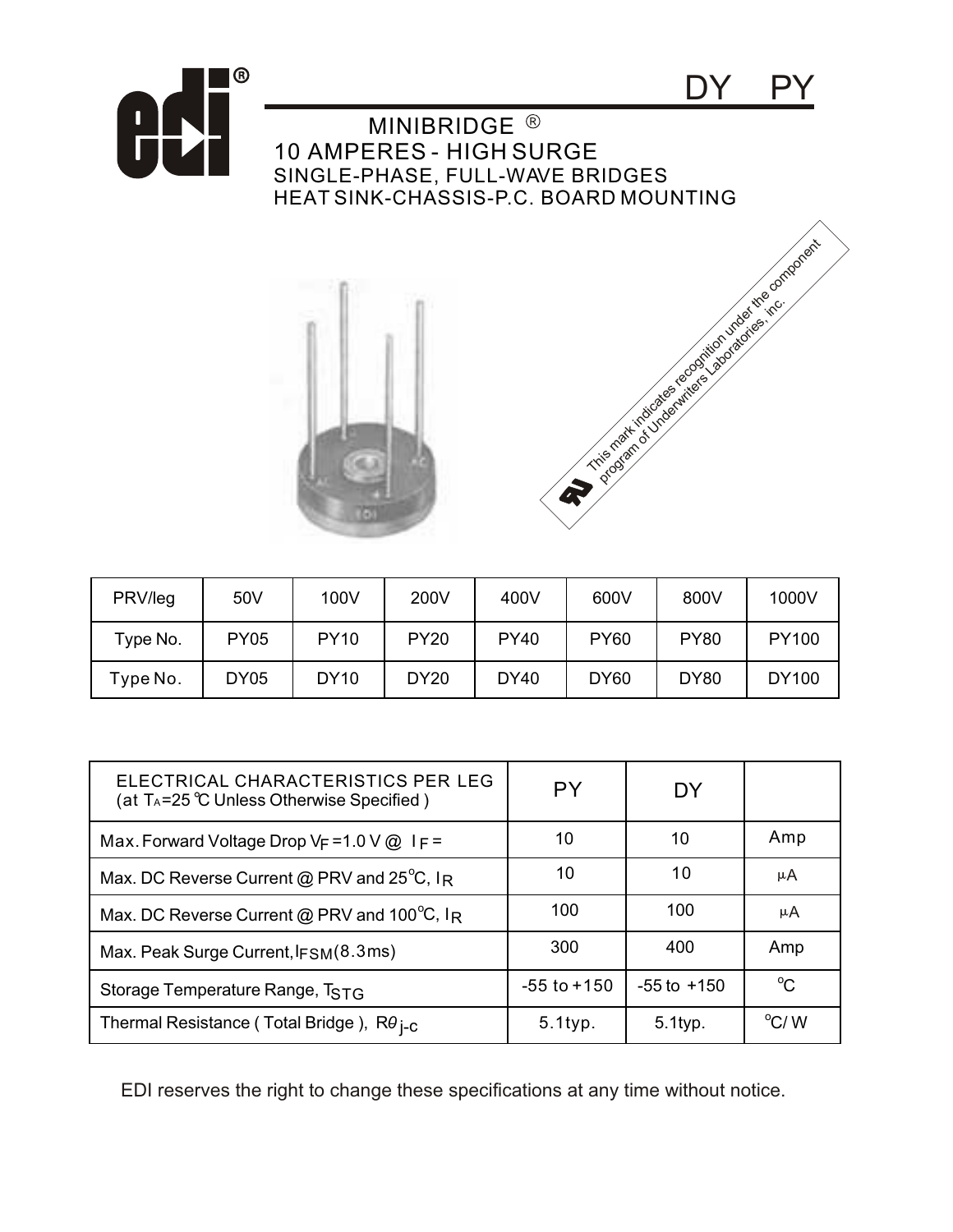# DY PY

## MINIBRIDGE ®

### 10 AMPERES - HIGH SURGE

SINGLE-PHASE, FULL-WAVE BRIDGES

HEAT SINK-CHASSIS-P.C. BOARD MOUNTING

This mark indicates recognition under the component program of Underwriters Laboratories, inc.

| PRV/leg | 50V | 100V | 200V | 400V | 600V | 800V | 1000V |
|---|---|---|---|---|---|---|---|
| Type No. | PY05 | PY10 | PY20 | PY40 | PY60 | PY80 | PY100 |
| Type No. | DY05 | DY10 | DY20 | DY40 | DY60 | DY80 | DY100 |

| ELECTRICAL CHARACTERISTICS PER LEG (at $T_A$=25 ℃ Unless Otherwise Specified ) | PY | DY | |
|---|---|---|---|
| Max. Forward Voltage Drop $V_F$ =1.0 V @ $I_F$ = | 10 | 10 | Amp |
| Max. DC Reverse Current @ PRV and 25°C, $I_R$ | 10 | 10 | μA |
| Max. DC Reverse Current @ PRV and 100°C, $I_R$ | 100 | 100 | μA |
| Max. Peak Surge Current, $I_{FSM}$(8.3ms) | 300 | 400 | Amp |
| Storage Temperature Range, $T_{STG}$ | -55 to +150 | -55 to +150 | °C |
| Thermal Resistance ( Total Bridge ), $R\theta_{j-c}$ | 5.1typ. | 5.1typ. | °C/ W |

EDI reserves the right to change these specifications at any time without notice.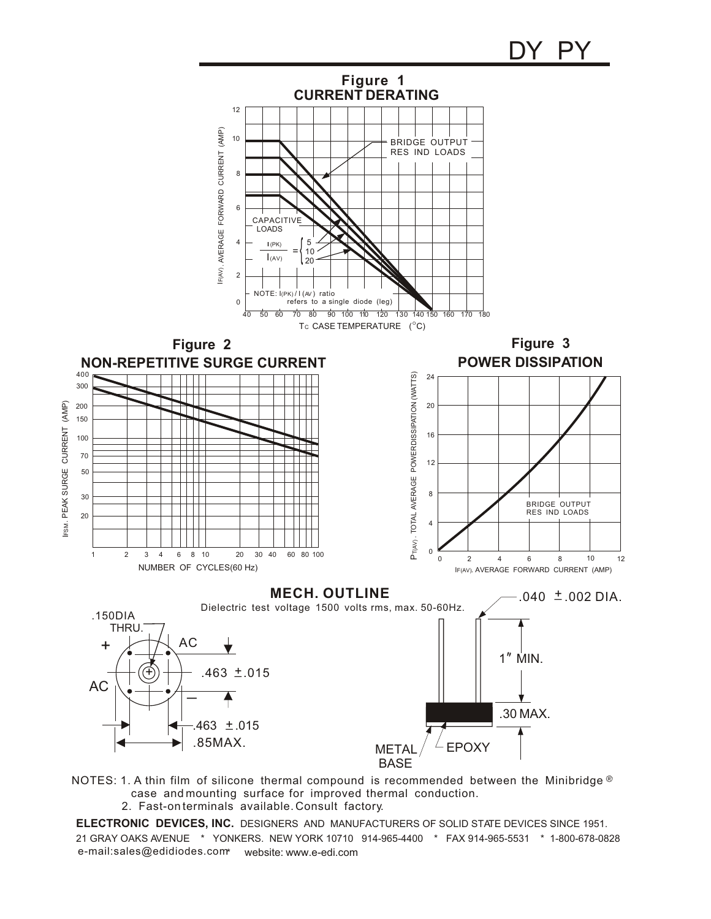## Figure 1
## CURRENT DERATING

$I_{F(AV)}$, AVERAGE FORWARD CURRENT (AMP)

12
10
8
6
4
2
0

BRIDGE OUTPUT
RES IND LOADS

CAPACITIVE
LOADS

$\frac{I_{(PK)}}{I_{(AV)}} = \begin{cases} 5 \\ 10 \\ 20 \end{cases}$

NOTE: $I_{(PK)} / I_{(AV)}$ ratio refers to a single diode (leg)

40 50 60 70 80 90 100 110 120 130 140 150 160 170 180

$T_C$ CASE TEMPERATURE (°C)

## Figure 2
## NON-REPETITIVE SURGE CURRENT

$I_{FSM}$, PEAK SURGE CURRENT (AMP)

400
300
200
150
100
70
50
30
20

1 2 3 4 6 8 10 20 30 40 60 80 100

NUMBER OF CYCLES(60 Hz)

## Figure 3
## POWER DISSIPATION

$P_{T(AV)}$, TOTAL AVERAGE POWERDISSIPATION (WATTS)

24
20
16
12
8
4
0

BRIDGE OUTPUT
RES IND LOADS

0 2 4 6 8 10 12

$I_{F(AV)}$, AVERAGE FORWARD CURRENT (AMP)

## MECH. OUTLINE

Dielectric test voltage 1500 volts rms, max. 50-60Hz.

.150DIA THRU.

\+ AC

AC —

.463 ±.015

.463 ±.015

.85MAX.

.040 ±.002 DIA.

1″ MIN.

.30 MAX.

METAL BASE

EPOXY

NOTES: 1. A thin film of silicone thermal compound is recommended between the Minibridge® case and mounting surface for improved thermal conduction.
2. Fast-on terminals available. Consult factory.

**ELECTRONIC DEVICES, INC.** DESIGNERS AND MANUFACTURERS OF SOLID STATE DEVICES SINCE 1951.
21 GRAY OAKS AVENUE * YONKERS. NEW YORK 10710 914-965-4400 * FAX 914-965-5531 * 1-800-678-0828
e-mail:sales@edidiodes.com * website: www.e-edi.com